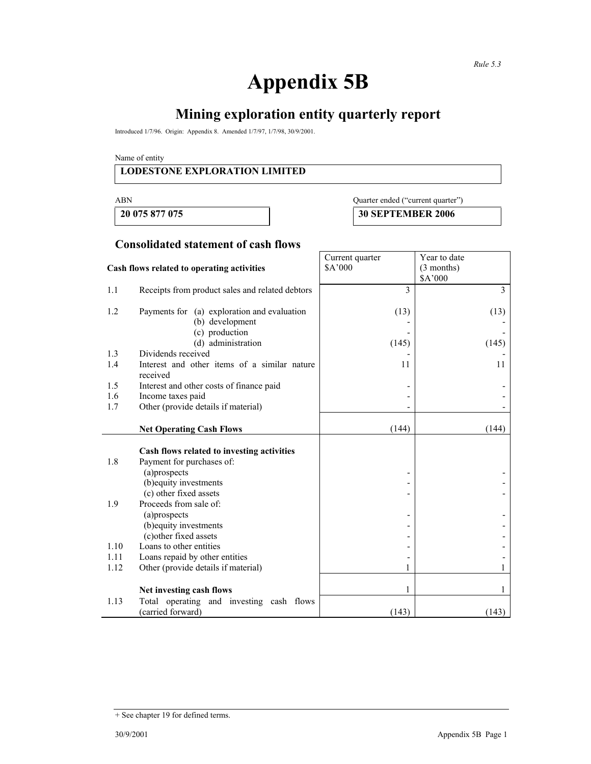*Rule 5.3*

# Appendix 5B

## Mining exploration entity quarterly report

Introduced 1/7/96. Origin: Appendix 8. Amended 1/7/97, 1/7/98, 30/9/2001.

Name of entity

**LODESTONE EXPLORATION LIMITED**

| ABN | Quarter ended ("current quarter") |
|---|---|
| **20 075 877 075** | **30 SEPTEMBER 2006** |

## Consolidated statement of cash flows

| | **Cash flows related to operating activities** | Current quarter $A'000 | Year to date (3 months) $A'000 |
|---|---|---|---|
| 1.1 | Receipts from product sales and related debtors | 3 | 3 |
| 1.2 | Payments for (a) exploration and evaluation | (13) | (13) |
| | (b) development | - | - |
| | (c) production | - | - |
| | (d) administration | (145) | (145) |
| 1.3 | Dividends received | - | - |
| 1.4 | Interest and other items of a similar nature received | 11 | 11 |
| 1.5 | Interest and other costs of finance paid | - | - |
| 1.6 | Income taxes paid | - | - |
| 1.7 | Other (provide details if material) | - | - |
| | **Net Operating Cash Flows** | (144) | (144) |
| | **Cash flows related to investing activities** | | |
| 1.8 | Payment for purchases of: | | |
| | (a)prospects | - | - |
| | (b)equity investments | - | - |
| | (c) other fixed assets | - | - |
| 1.9 | Proceeds from sale of: | | |
| | (a)prospects | - | - |
| | (b)equity investments | - | - |
| | (c)other fixed assets | - | - |
| 1.10 | Loans to other entities | - | - |
| 1.11 | Loans repaid by other entities | - | - |
| 1.12 | Other (provide details if material) | 1 | 1 |
| | **Net investing cash flows** | 1 | 1 |
| 1.13 | Total operating and investing cash flows (carried forward) | (143) | (143) |

+ See chapter 19 for defined terms.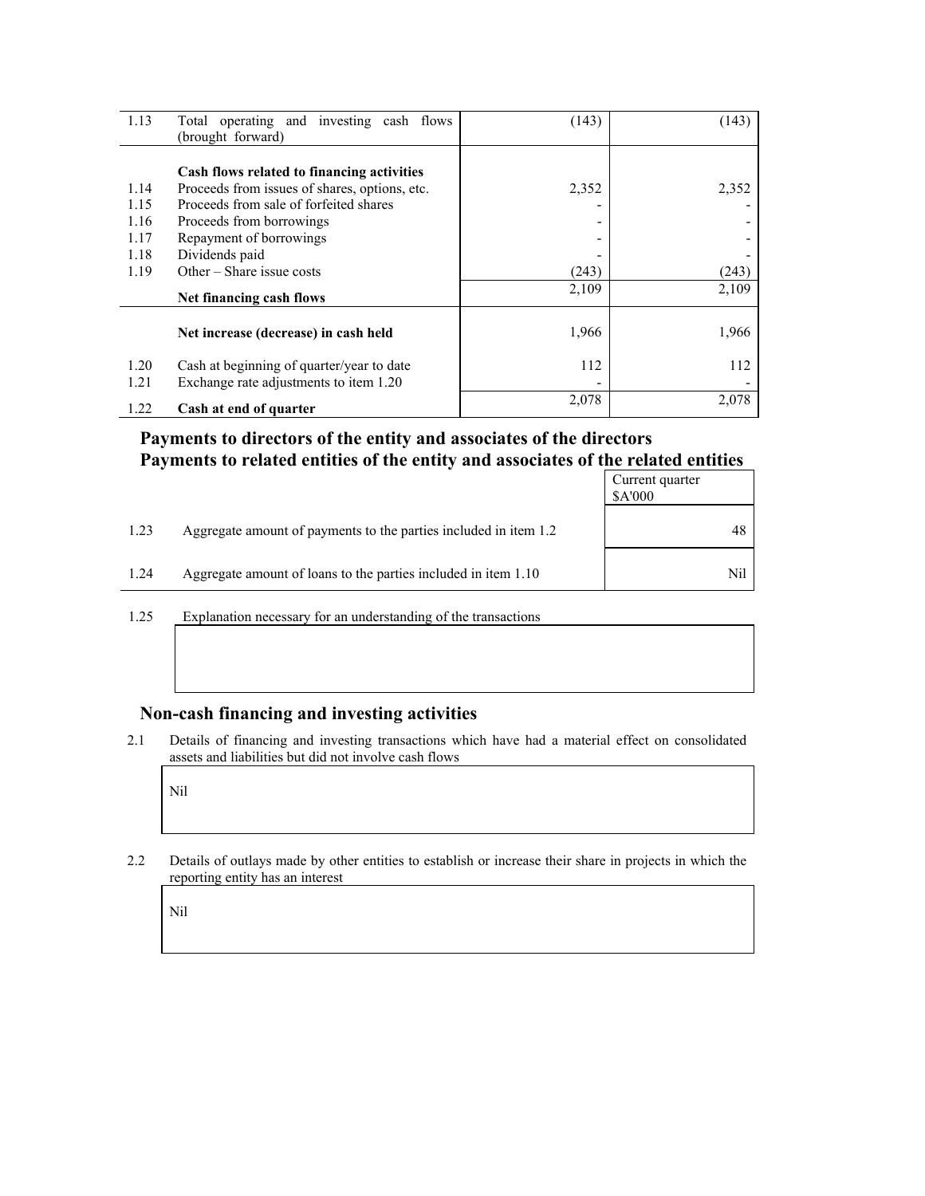| | | | |
|---|---|---|---|
| 1.13 | Total operating and investing cash flows (brought forward) | (143) | (143) |
| | **Cash flows related to financing activities** | | |
| 1.14 | Proceeds from issues of shares, options, etc. | 2,352 | 2,352 |
| 1.15 | Proceeds from sale of forfeited shares | - | - |
| 1.16 | Proceeds from borrowings | - | - |
| 1.17 | Repayment of borrowings | - | - |
| 1.18 | Dividends paid | - | - |
| 1.19 | Other – Share issue costs | (243) | (243) |
| | **Net financing cash flows** | 2,109 | 2,109 |
| | **Net increase (decrease) in cash held** | 1,966 | 1,966 |
| 1.20 | Cash at beginning of quarter/year to date | 112 | 112 |
| 1.21 | Exchange rate adjustments to item 1.20 | - | - |
| 1.22 | **Cash at end of quarter** | 2,078 | 2,078 |

## Payments to directors of the entity and associates of the directors
## Payments to related entities of the entity and associates of the related entities

| | | Current quarter $A'000 |
|---|---|---|
| 1.23 | Aggregate amount of payments to the parties included in item 1.2 | 48 |
| 1.24 | Aggregate amount of loans to the parties included in item 1.10 | Nil |

1.25 Explanation necessary for an understanding of the transactions

## Non-cash financing and investing activities

2.1 Details of financing and investing transactions which have had a material effect on consolidated assets and liabilities but did not involve cash flows

Nil

2.2 Details of outlays made by other entities to establish or increase their share in projects in which the reporting entity has an interest

Nil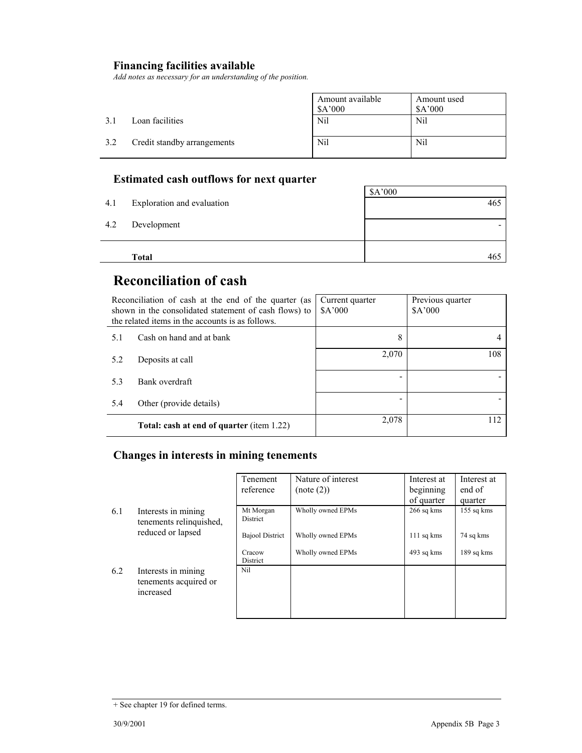## Financing facilities available

*Add notes as necessary for an understanding of the position.*

| | | Amount available $A'000 | Amount used $A'000 |
|---|---|---|---|
| 3.1 | Loan facilities | Nil | Nil |
| 3.2 | Credit standby arrangements | Nil | Nil |

## Estimated cash outflows for next quarter

| | | $A'000 |
|---|---|---|
| 4.1 | Exploration and evaluation | 465 |
| 4.2 | Development | - |
| | **Total** | 465 |

# Reconciliation of cash

| Reconciliation of cash at the end of the quarter (as shown in the consolidated statement of cash flows) to the related items in the accounts is as follows. | | Current quarter $A'000 | Previous quarter $A'000 |
|---|---|---|---|
| 5.1 | Cash on hand and at bank | 8 | 4 |
| 5.2 | Deposits at call | 2,070 | 108 |
| 5.3 | Bank overdraft | - | - |
| 5.4 | Other (provide details) | - | - |
| | **Total: cash at end of quarter** (item 1.22) | 2,078 | 112 |

## Changes in interests in mining tenements

| | | Tenement reference | Nature of interest (note (2)) | Interest at beginning of quarter | Interest at end of quarter |
|---|---|---|---|---|---|
| 6.1 | Interests in mining tenements relinquished, reduced or lapsed | Mt Morgan District | Wholly owned EPMs | 266 sq kms | 155 sq kms |
| | | Bajool District | Wholly owned EPMs | 111 sq kms | 74 sq kms |
| | | Cracow District | Wholly owned EPMs | 493 sq kms | 189 sq kms |
| 6.2 | Interests in mining tenements acquired or increased | Nil | | | |

+ See chapter 19 for defined terms.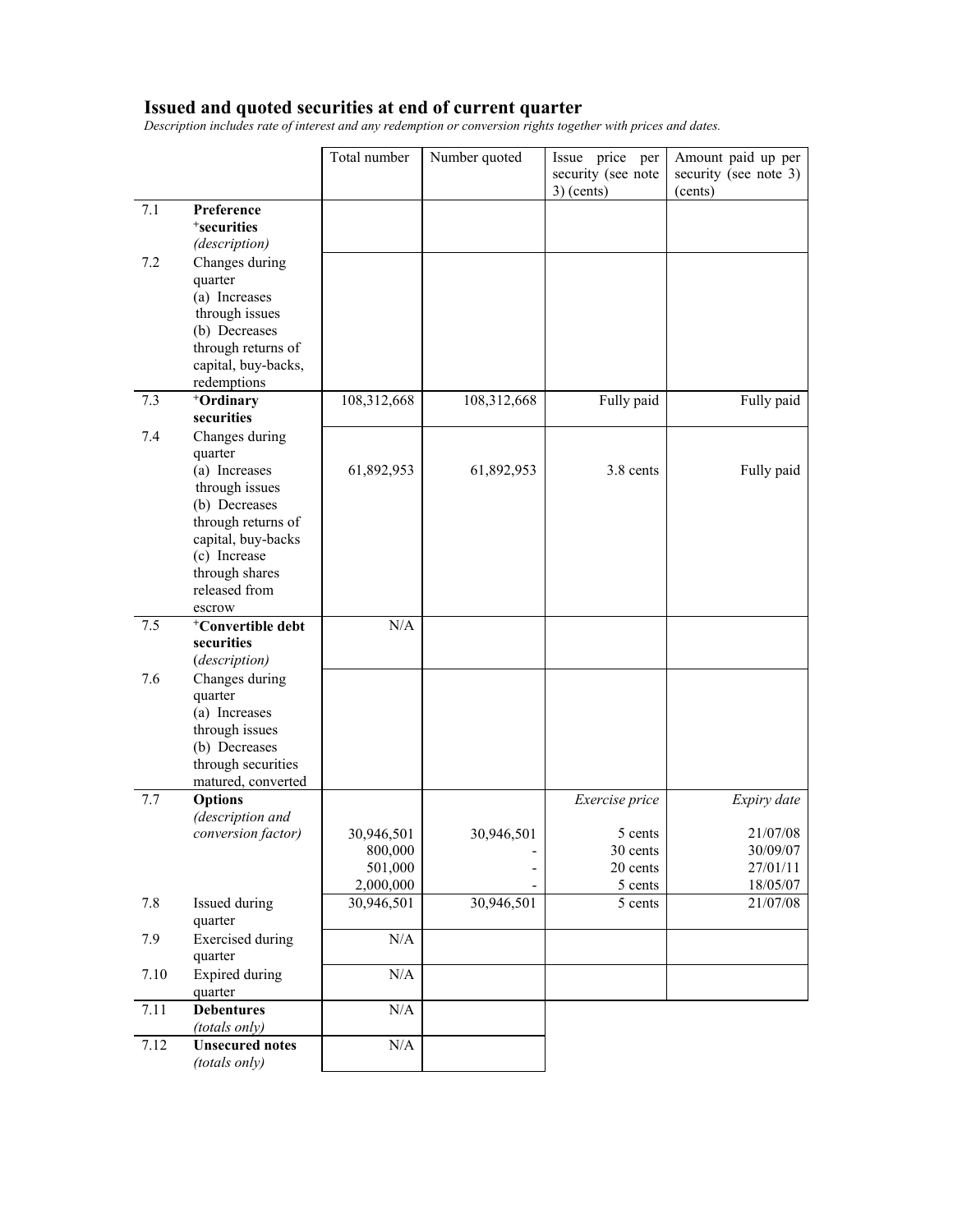## Issued and quoted securities at end of current quarter

*Description includes rate of interest and any redemption or conversion rights together with prices and dates.*

| | | Total number | Number quoted | Issue price per security (see note 3) (cents) | Amount paid up per security (see note 3) (cents) |
|---|---|---|---|---|---|
| 7.1 | **Preference +securities** *(description)* | | | | |
| 7.2 | Changes during quarter (a) Increases through issues (b) Decreases through returns of capital, buy-backs, redemptions | | | | |
| 7.3 | **+Ordinary securities** | 108,312,668 | 108,312,668 | Fully paid | Fully paid |
| 7.4 | Changes during quarter (a) Increases through issues (b) Decreases through returns of capital, buy-backs (c) Increase through shares released from escrow | 61,892,953 | 61,892,953 | 3.8 cents | Fully paid |
| 7.5 | **+Convertible debt securities** *(description)* | N/A | | | |
| 7.6 | Changes during quarter (a) Increases through issues (b) Decreases through securities matured, converted | | | | |
| 7.7 | **Options** *(description and conversion factor)* | | | *Exercise price* | *Expiry date* |
| | | 30,946,501 | 30,946,501 | 5 cents | 21/07/08 |
| | | 800,000 | - | 30 cents | 30/09/07 |
| | | 501,000 | - | 20 cents | 27/01/11 |
| | | 2,000,000 | - | 5 cents | 18/05/07 |
| 7.8 | Issued during quarter | 30,946,501 | 30,946,501 | 5 cents | 21/07/08 |
| 7.9 | Exercised during quarter | N/A | | | |
| 7.10 | Expired during quarter | N/A | | | |
| 7.11 | **Debentures** *(totals only)* | N/A | | | |
| 7.12 | **Unsecured notes** *(totals only)* | N/A | | | |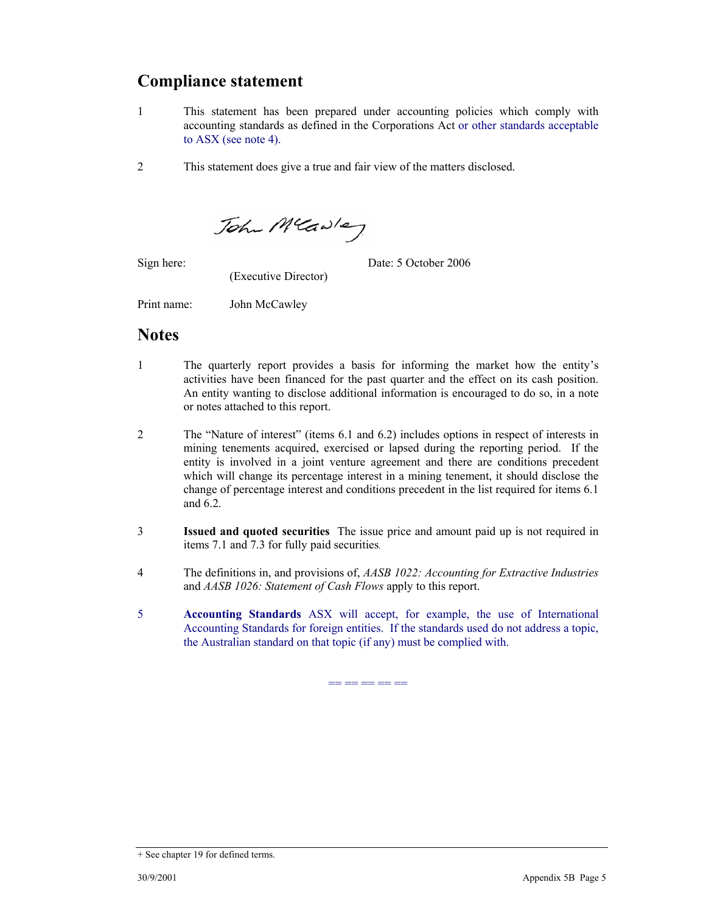## Compliance statement

1 This statement has been prepared under accounting policies which comply with accounting standards as defined in the Corporations Act or other standards acceptable to ASX (see note 4).

2 This statement does give a true and fair view of the matters disclosed.

Sign here: (Executive Director) Date: 5 October 2006

Print name: John McCawley

## Notes

1 The quarterly report provides a basis for informing the market how the entity's activities have been financed for the past quarter and the effect on its cash position. An entity wanting to disclose additional information is encouraged to do so, in a note or notes attached to this report.

2 The "Nature of interest" (items 6.1 and 6.2) includes options in respect of interests in mining tenements acquired, exercised or lapsed during the reporting period. If the entity is involved in a joint venture agreement and there are conditions precedent which will change its percentage interest in a mining tenement, it should disclose the change of percentage interest and conditions precedent in the list required for items 6.1 and 6.2.

3 **Issued and quoted securities** The issue price and amount paid up is not required in items 7.1 and 7.3 for fully paid securities.

4 The definitions in, and provisions of, *AASB 1022: Accounting for Extractive Industries* and *AASB 1026: Statement of Cash Flows* apply to this report.

5 **Accounting Standards** ASX will accept, for example, the use of International Accounting Standards for foreign entities. If the standards used do not address a topic, the Australian standard on that topic (if any) must be complied with.

== == == == ==

+ See chapter 19 for defined terms.